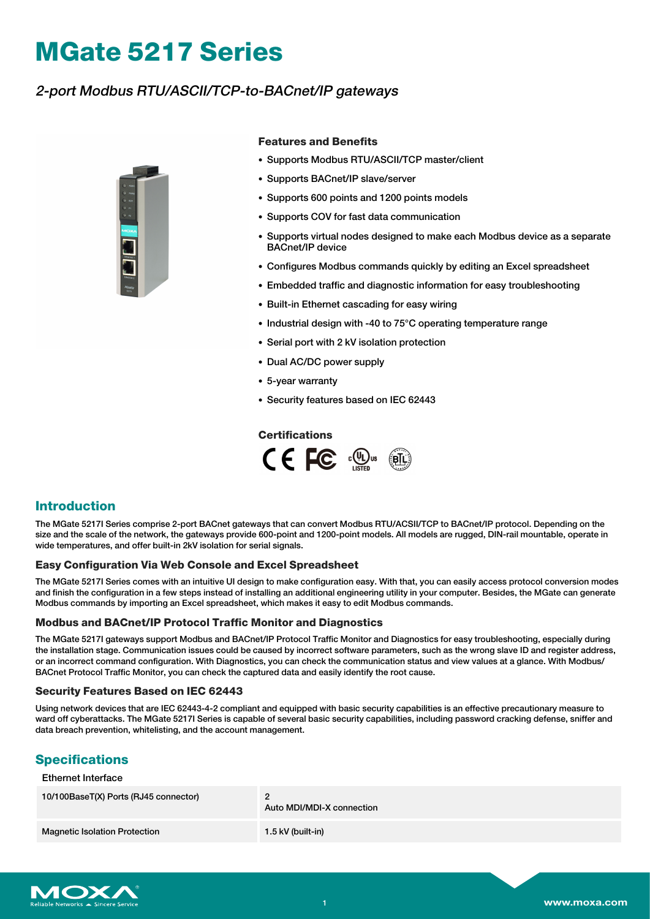# MGate 5217 Series

*2-port Modbus RTU/ASCII/TCP-to-BACnet/IP gateways*

### Features and Benefits

- Supports Modbus RTU/ASCII/TCP master/client
- Supports BACnet/IP slave/server
- Supports 600 points and 1200 points models
- Supports COV for fast data communication
- Supports virtual nodes designed to make each Modbus device as a separate BACnet/IP device
- Configures Modbus commands quickly by editing an Excel spreadsheet
- Embedded traffic and diagnostic information for easy troubleshooting
- Built-in Ethernet cascading for easy wiring
- Industrial design with -40 to 75°C operating temperature range
- Serial port with 2 kV isolation protection
- Dual AC/DC power supply
- 5-year warranty
- Security features based on IEC 62443

### Certifications

## Introduction

The MGate 5217I Series comprise 2-port BACnet gateways that can convert Modbus RTU/ACSII/TCP to BACnet/IP protocol. Depending on the size and the scale of the network, the gateways provide 600-point and 1200-point models. All models are rugged, DIN-rail mountable, operate in wide temperatures, and offer built-in 2kV isolation for serial signals.

### Easy Configuration Via Web Console and Excel Spreadsheet

The MGate 5217I Series comes with an intuitive UI design to make configuration easy. With that, you can easily access protocol conversion modes and finish the configuration in a few steps instead of installing an additional engineering utility in your computer. Besides, the MGate can generate Modbus commands by importing an Excel spreadsheet, which makes it easy to edit Modbus commands.

### Modbus and BACnet/IP Protocol Traffic Monitor and Diagnostics

The MGate 5217I gateways support Modbus and BACnet/IP Protocol Traffic Monitor and Diagnostics for easy troubleshooting, especially during the installation stage. Communication issues could be caused by incorrect software parameters, such as the wrong slave ID and register address, or an incorrect command configuration. With Diagnostics, you can check the communication status and view values at a glance. With Modbus/BACnet Protocol Traffic Monitor, you can check the captured data and easily identify the root cause.

### Security Features Based on IEC 62443

Using network devices that are IEC 62443-4-2 compliant and equipped with basic security capabilities is an effective precautionary measure to ward off cyberattacks. The MGate 5217I Series is capable of several basic security capabilities, including password cracking defense, sniffer and data breach prevention, whitelisting, and the account management.

## Specifications

Ethernet Interface

| | |
|---|---|
| 10/100BaseT(X) Ports (RJ45 connector) | 2<br>Auto MDI/MDI-X connection |
| Magnetic Isolation Protection | 1.5 kV (built-in) |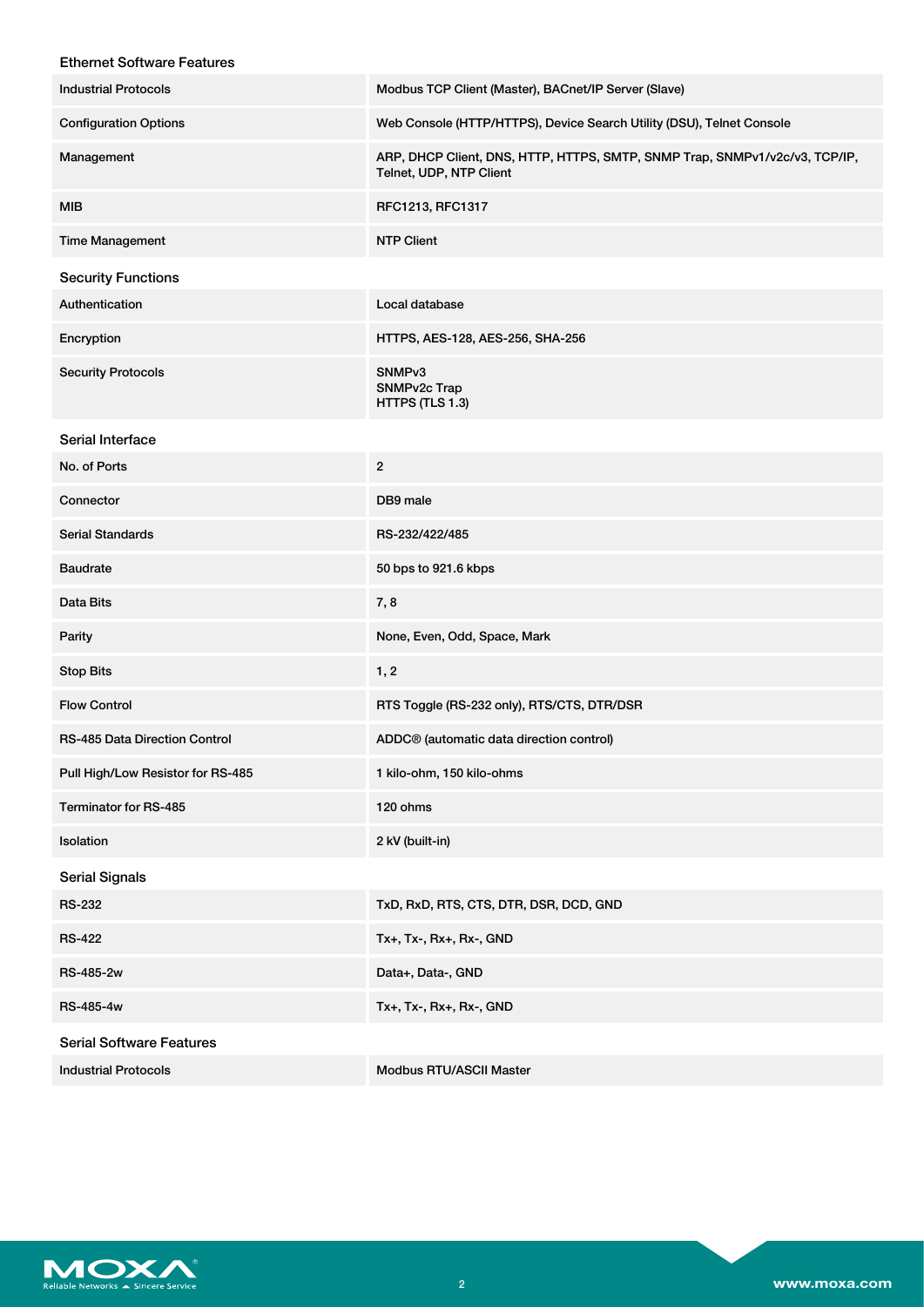### Ethernet Software Features

| | |
|---|---|
| Industrial Protocols | Modbus TCP Client (Master), BACnet/IP Server (Slave) |
| Configuration Options | Web Console (HTTP/HTTPS), Device Search Utility (DSU), Telnet Console |
| Management | ARP, DHCP Client, DNS, HTTP, HTTPS, SMTP, SNMP Trap, SNMPv1/v2c/v3, TCP/IP, Telnet, UDP, NTP Client |
| MIB | RFC1213, RFC1317 |
| Time Management | NTP Client |

### Security Functions

| | |
|---|---|
| Authentication | Local database |
| Encryption | HTTPS, AES-128, AES-256, SHA-256 |
| Security Protocols | SNMPv3<br>SNMPv2c Trap<br>HTTPS (TLS 1.3) |

### Serial Interface

| | |
|---|---|
| No. of Ports | 2 |
| Connector | DB9 male |
| Serial Standards | RS-232/422/485 |
| Baudrate | 50 bps to 921.6 kbps |
| Data Bits | 7, 8 |
| Parity | None, Even, Odd, Space, Mark |
| Stop Bits | 1, 2 |
| Flow Control | RTS Toggle (RS-232 only), RTS/CTS, DTR/DSR |
| RS-485 Data Direction Control | ADDC® (automatic data direction control) |
| Pull High/Low Resistor for RS-485 | 1 kilo-ohm, 150 kilo-ohms |
| Terminator for RS-485 | 120 ohms |
| Isolation | 2 kV (built-in) |

### Serial Signals

| | |
|---|---|
| RS-232 | TxD, RxD, RTS, CTS, DTR, DSR, DCD, GND |
| RS-422 | Tx+, Tx-, Rx+, Rx-, GND |
| RS-485-2w | Data+, Data-, GND |
| RS-485-4w | Tx+, Tx-, Rx+, Rx-, GND |

### Serial Software Features

| | |
|---|---|
| Industrial Protocols | Modbus RTU/ASCII Master |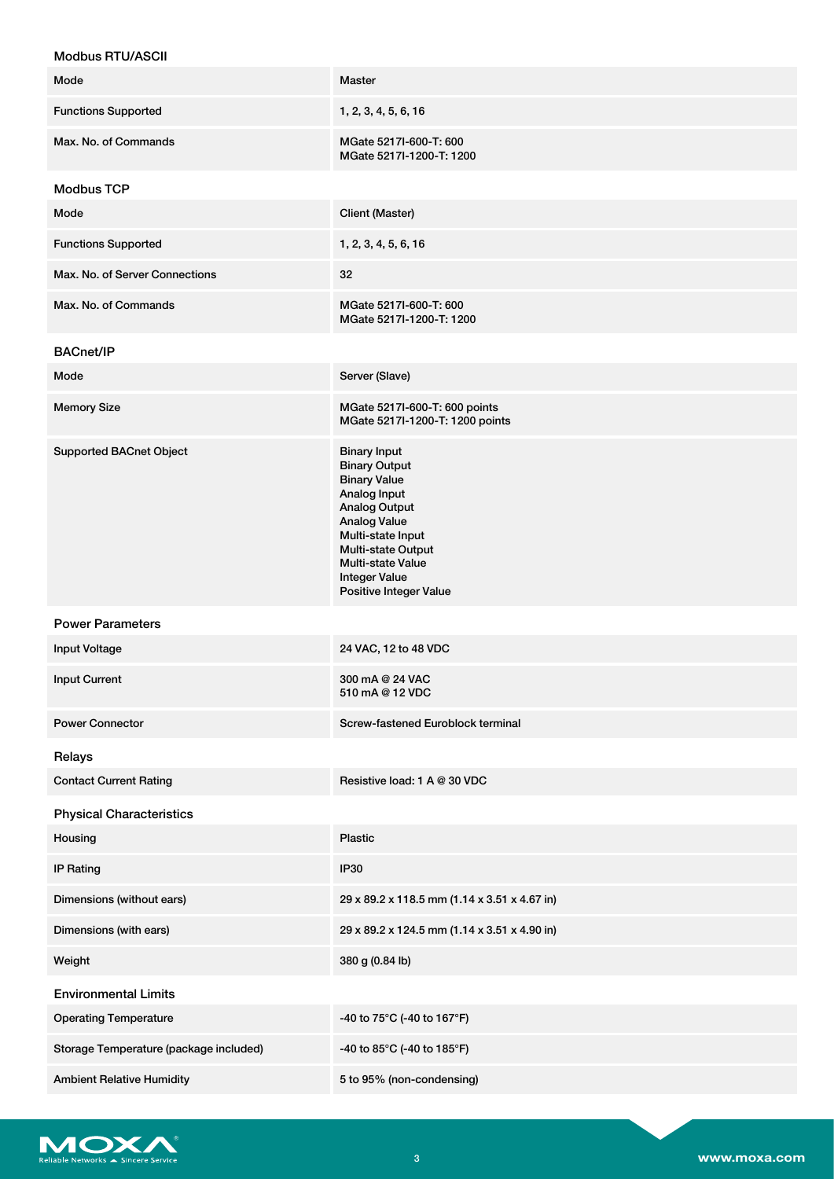### Modbus RTU/ASCII

| | |
|---|---|
| Mode | Master |
| Functions Supported | 1, 2, 3, 4, 5, 6, 16 |
| Max. No. of Commands | MGate 5217I-600-T: 600<br>MGate 5217I-1200-T: 1200 |

### Modbus TCP

| | |
|---|---|
| Mode | Client (Master) |
| Functions Supported | 1, 2, 3, 4, 5, 6, 16 |
| Max. No. of Server Connections | 32 |
| Max. No. of Commands | MGate 5217I-600-T: 600<br>MGate 5217I-1200-T: 1200 |

### BACnet/IP

| | |
|---|---|
| Mode | Server (Slave) |
| Memory Size | MGate 5217I-600-T: 600 points<br>MGate 5217I-1200-T: 1200 points |
| Supported BACnet Object | Binary Input<br>Binary Output<br>Binary Value<br>Analog Input<br>Analog Output<br>Analog Value<br>Multi-state Input<br>Multi-state Output<br>Multi-state Value<br>Integer Value<br>Positive Integer Value |

### Power Parameters

| | |
|---|---|
| Input Voltage | 24 VAC, 12 to 48 VDC |
| Input Current | 300 mA @ 24 VAC<br>510 mA @ 12 VDC |
| Power Connector | Screw-fastened Euroblock terminal |

### Relays

| | |
|---|---|
| Contact Current Rating | Resistive load: 1 A @ 30 VDC |

### Physical Characteristics

| | |
|---|---|
| Housing | Plastic |
| IP Rating | IP30 |
| Dimensions (without ears) | 29 x 89.2 x 118.5 mm (1.14 x 3.51 x 4.67 in) |
| Dimensions (with ears) | 29 x 89.2 x 124.5 mm (1.14 x 3.51 x 4.90 in) |
| Weight | 380 g (0.84 lb) |

### Environmental Limits

| | |
|---|---|
| Operating Temperature | -40 to 75°C (-40 to 167°F) |
| Storage Temperature (package included) | -40 to 85°C (-40 to 185°F) |
| Ambient Relative Humidity | 5 to 95% (non-condensing) |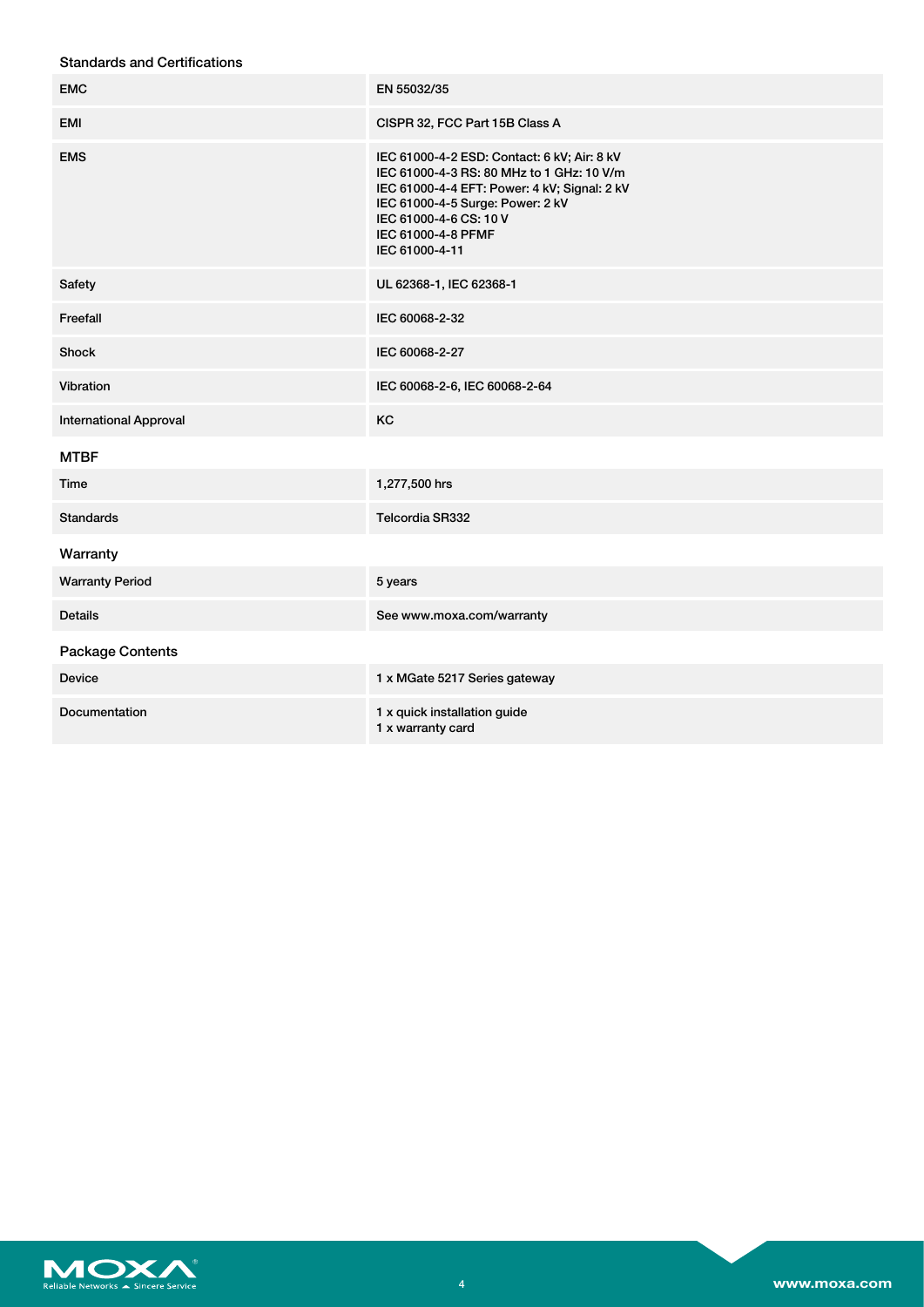### Standards and Certifications

| | |
|---|---|
| EMC | EN 55032/35 |
| EMI | CISPR 32, FCC Part 15B Class A |
| EMS | IEC 61000-4-2 ESD: Contact: 6 kV; Air: 8 kV<br>IEC 61000-4-3 RS: 80 MHz to 1 GHz: 10 V/m<br>IEC 61000-4-4 EFT: Power: 4 kV; Signal: 2 kV<br>IEC 61000-4-5 Surge: Power: 2 kV<br>IEC 61000-4-6 CS: 10 V<br>IEC 61000-4-8 PFMF<br>IEC 61000-4-11 |
| Safety | UL 62368-1, IEC 62368-1 |
| Freefall | IEC 60068-2-32 |
| Shock | IEC 60068-2-27 |
| Vibration | IEC 60068-2-6, IEC 60068-2-64 |
| International Approval | KC |

### MTBF

| | |
|---|---|
| Time | 1,277,500 hrs |
| Standards | Telcordia SR332 |

### Warranty

| | |
|---|---|
| Warranty Period | 5 years |
| Details | See www.moxa.com/warranty |

### Package Contents

| | |
|---|---|
| Device | 1 x MGate 5217 Series gateway |
| Documentation | 1 x quick installation guide<br>1 x warranty card |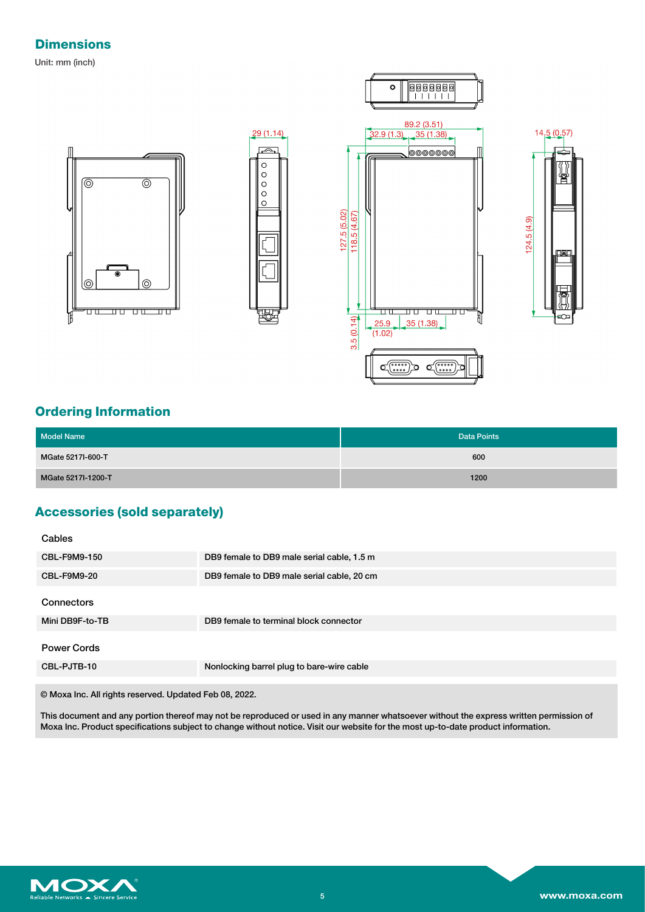## Dimensions

Unit: mm (inch)

29 (1.14)

89.2 (3.51)

32.9 (1.3)

35 (1.38)

14.5 (0.57)

127.5 (5.02)

118.5 (4.67)

124.5 (4.9)

3.5 (0.14)

25.9 (1.02)

35 (1.38)

## Ordering Information

| Model Name | Data Points |
|---|---|
| MGate 5217I-600-T | 600 |
| MGate 5217I-1200-T | 1200 |

## Accessories (sold separately)

**Cables**

| | |
|---|---|
| CBL-F9M9-150 | DB9 female to DB9 male serial cable, 1.5 m |
| CBL-F9M9-20 | DB9 female to DB9 male serial cable, 20 cm |

**Connectors**

| | |
|---|---|
| Mini DB9F-to-TB | DB9 female to terminal block connector |

**Power Cords**

| | |
|---|---|
| CBL-PJTB-10 | Nonlocking barrel plug to bare-wire cable |

© Moxa Inc. All rights reserved. Updated Feb 08, 2022.

This document and any portion thereof may not be reproduced or used in any manner whatsoever without the express written permission of Moxa Inc. Product specifications subject to change without notice. Visit our website for the most up-to-date product information.